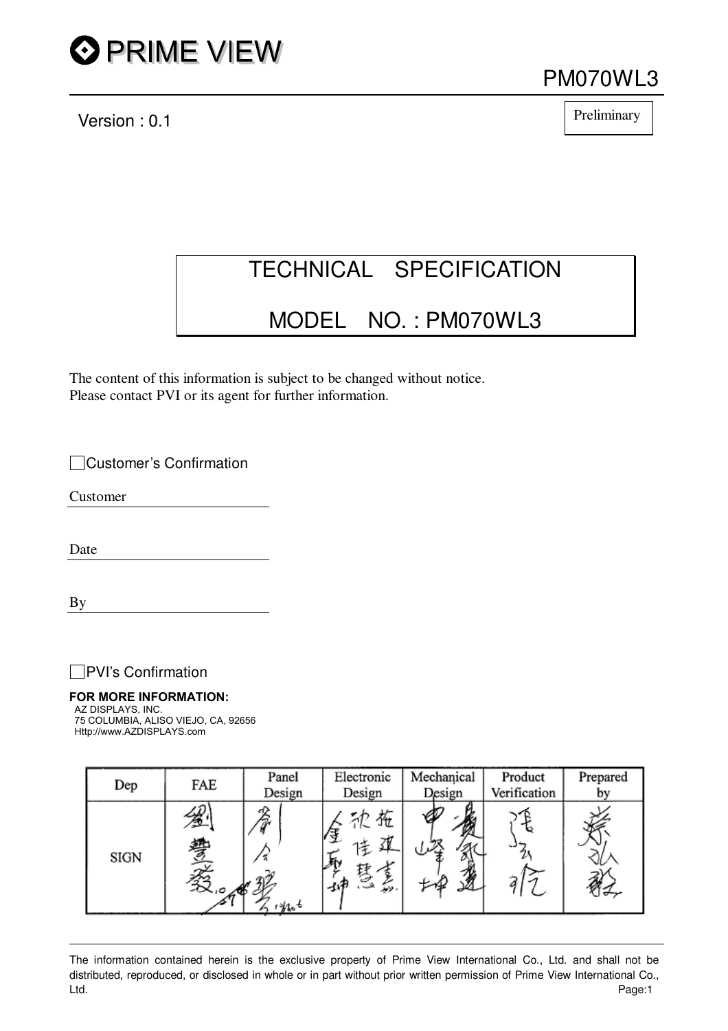PRIME VIEW

PM070WL3

Version : 0.1

Preliminary

# TECHNICAL SPECIFICATION

# MODEL NO. : PM070WL3

The content of this information is subject to be changed without notice.
Please contact PVI or its agent for further information.

☐ Customer's Confirmation

Customer ______________________

Date ______________________

By ______________________

☐ PVI's Confirmation

**FOR MORE INFORMATION:**
AZ DISPLAYS, INC.
75 COLUMBIA, ALISO VIEJO, CA, 92656
Http://www.AZDISPLAYS.com

| Dep | FAE | Panel Design | Electronic Design | Mechanical Design | Product Verification | Prepared by |
|---|---|---|---|---|---|---|
| SIGN | 劉豐發 | 劉介聖 | 金聚坤 沈佳慧 施建嘉 | 申峰坤 黃家進 | 張弘校 | 蔡弘毅 |

The information contained herein is the exclusive property of Prime View International Co., Ltd. and shall not be distributed, reproduced, or disclosed in whole or in part without prior written permission of Prime View International Co., Ltd.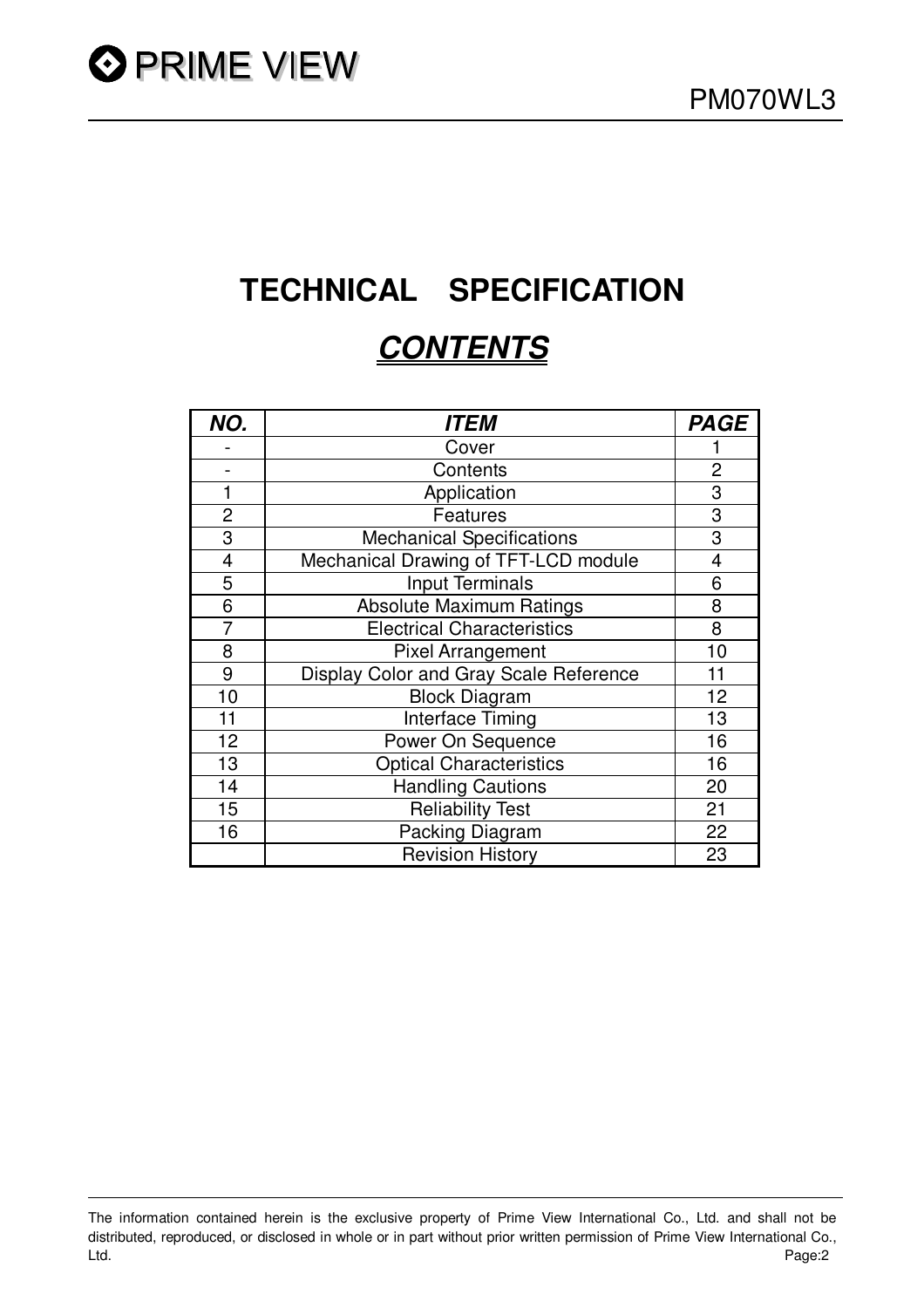# TECHNICAL SPECIFICATION

## *CONTENTS*

| *NO.* | *ITEM* | *PAGE* |
|---|---|---|
| - | Cover | 1 |
| - | Contents | 2 |
| 1 | Application | 3 |
| 2 | Features | 3 |
| 3 | Mechanical Specifications | 3 |
| 4 | Mechanical Drawing of TFT-LCD module | 4 |
| 5 | Input Terminals | 6 |
| 6 | Absolute Maximum Ratings | 8 |
| 7 | Electrical Characteristics | 8 |
| 8 | Pixel Arrangement | 10 |
| 9 | Display Color and Gray Scale Reference | 11 |
| 10 | Block Diagram | 12 |
| 11 | Interface Timing | 13 |
| 12 | Power On Sequence | 16 |
| 13 | Optical Characteristics | 16 |
| 14 | Handling Cautions | 20 |
| 15 | Reliability Test | 21 |
| 16 | Packing Diagram | 22 |
| | Revision History | 23 |

The information contained herein is the exclusive property of Prime View International Co., Ltd. and shall not be distributed, reproduced, or disclosed in whole or in part without prior written permission of Prime View International Co., Ltd.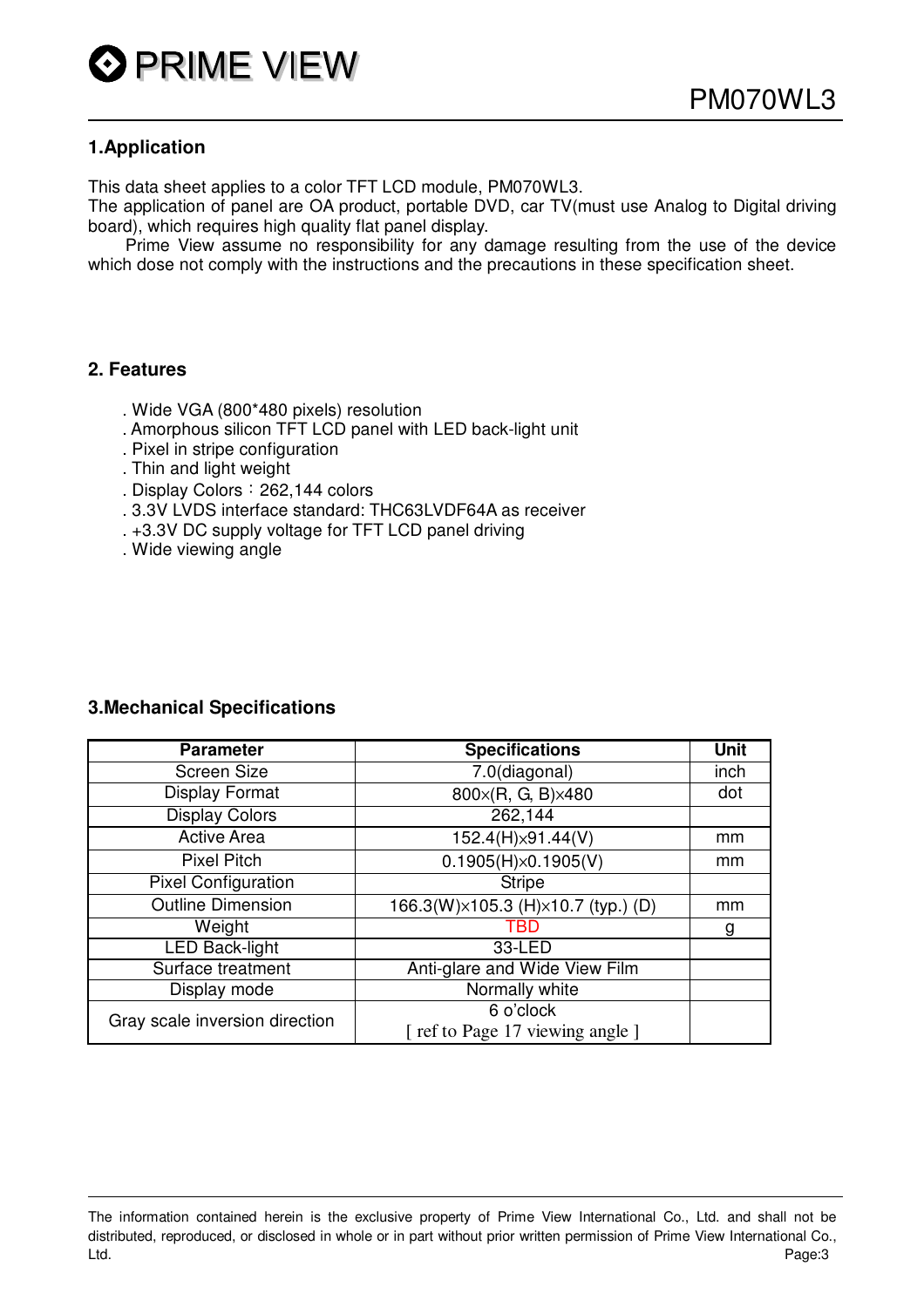## 1.Application

This data sheet applies to a color TFT LCD module, PM070WL3.
The application of panel are OA product, portable DVD, car TV(must use Analog to Digital driving board), which requires high quality flat panel display.
Prime View assume no responsibility for any damage resulting from the use of the device which dose not comply with the instructions and the precautions in these specification sheet.

## 2. Features

. Wide VGA (800*480 pixels) resolution
. Amorphous silicon TFT LCD panel with LED back-light unit
. Pixel in stripe configuration
. Thin and light weight
. Display Colors：262,144 colors
. 3.3V LVDS interface standard: THC63LVDF64A as receiver
. +3.3V DC supply voltage for TFT LCD panel driving
. Wide viewing angle

## 3.Mechanical Specifications

| Parameter | Specifications | Unit |
|---|---|---|
| Screen Size | 7.0(diagonal) | inch |
| Display Format | 800×(R, G, B)×480 | dot |
| Display Colors | 262,144 | |
| Active Area | 152.4(H)×91.44(V) | mm |
| Pixel Pitch | 0.1905(H)×0.1905(V) | mm |
| Pixel Configuration | Stripe | |
| Outline Dimension | 166.3(W)×105.3 (H)×10.7 (typ.) (D) | mm |
| Weight | TBD | g |
| LED Back-light | 33-LED | |
| Surface treatment | Anti-glare and Wide View Film | |
| Display mode | Normally white | |
| Gray scale inversion direction | 6 o'clock [ ref to Page 17 viewing angle ] | |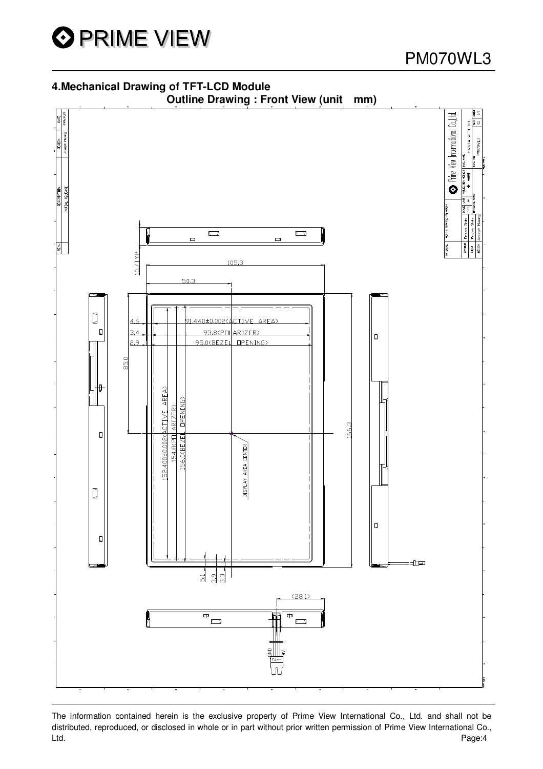## 4.Mechanical Drawing of TFT-LCD Module

**Outline Drawing : Front View (unit mm)**

10.7TYP

105.3

50.3

4.6 91.440±0.002(ACTIVE AREA)

3.4 93.8(POLARIZER)

2.9 95.0(BEZEL OPENING)

85.0

152.400±0.002(ACTIVE AREA)

154.8(POLARIZER)

156.0(BEZEL OPENING)

DISPLAY AREA CENTER

166.3

5.1 3.9 3.3

(28.1)

GND HV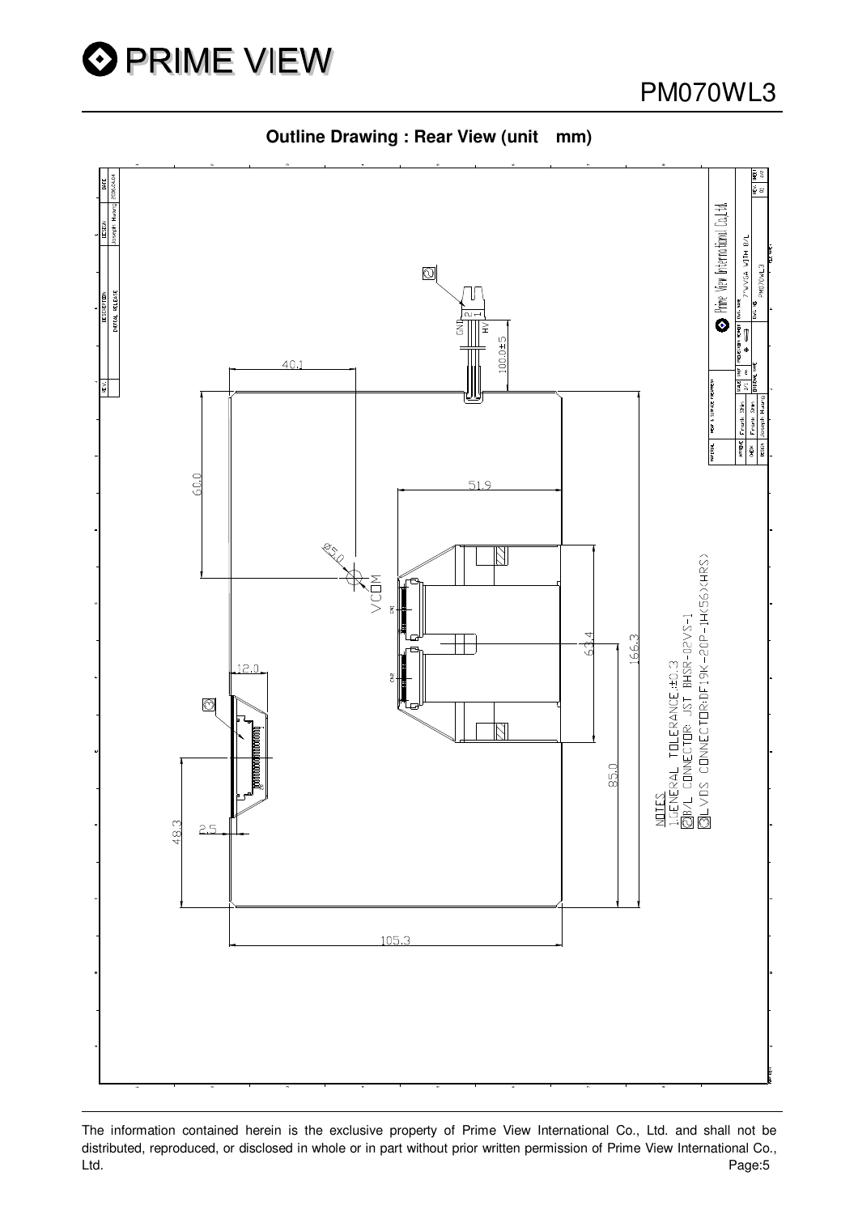**Outline Drawing : Rear View (unit mm)**

NOTES
1.GENERAL TOLERANCE:±0.3
②B/L CONNECTOR: JST BHSR-02VS-1
③LVDS CONNECTOR:DF19K-20P-1H(56)(HRS)

40.1

60.0

Ø5.0

VCOM

51.9

63.4

166.3

85.0

12.0

48.3

2.5

105.3

100.0±5

GND

HV

Prime View International Co.,Ltd.

7"WVGA WITH B/L

PM070WL3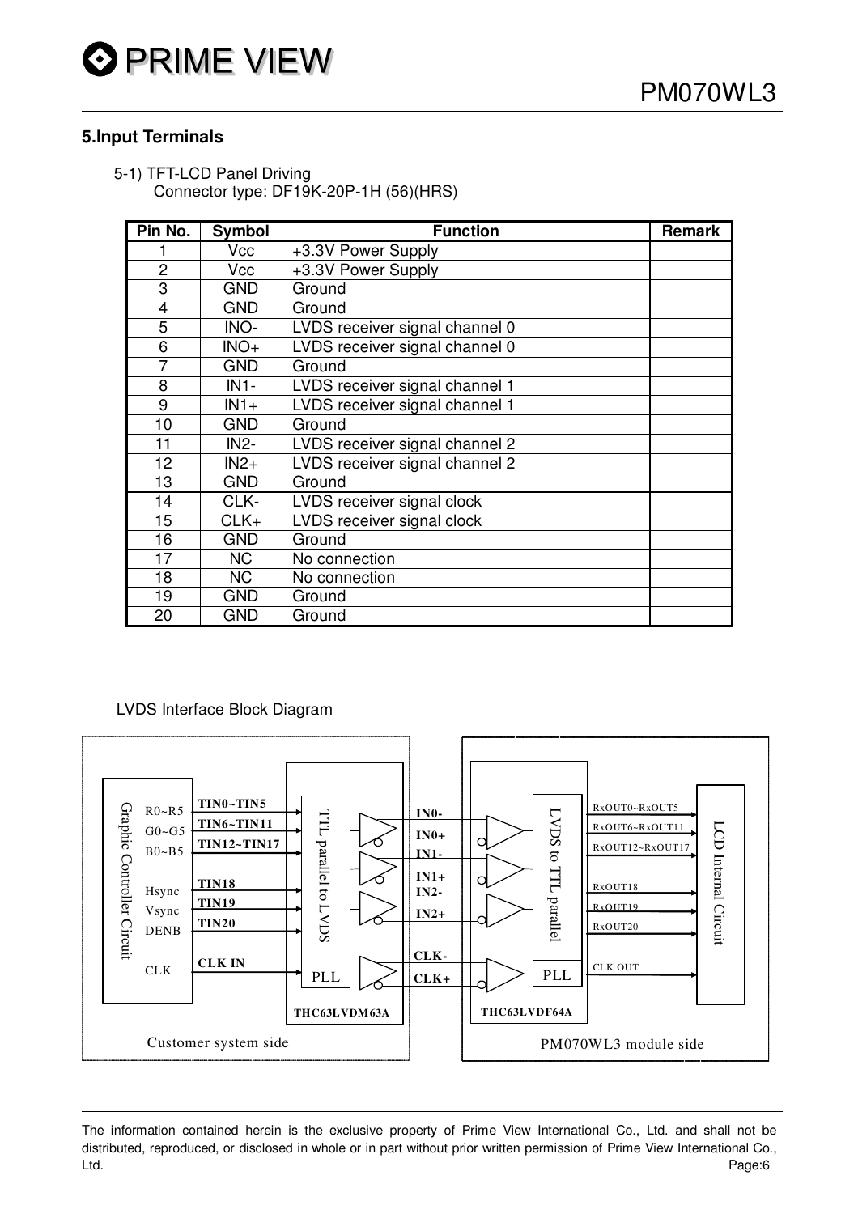## 5.Input Terminals

5-1) TFT-LCD Panel Driving
Connector type: DF19K-20P-1H (56)(HRS)

| Pin No. | Symbol | Function | Remark |
|---|---|---|---|
| 1 | Vcc | +3.3V Power Supply | |
| 2 | Vcc | +3.3V Power Supply | |
| 3 | GND | Ground | |
| 4 | GND | Ground | |
| 5 | INO- | LVDS receiver signal channel 0 | |
| 6 | INO+ | LVDS receiver signal channel 0 | |
| 7 | GND | Ground | |
| 8 | IN1- | LVDS receiver signal channel 1 | |
| 9 | IN1+ | LVDS receiver signal channel 1 | |
| 10 | GND | Ground | |
| 11 | IN2- | LVDS receiver signal channel 2 | |
| 12 | IN2+ | LVDS receiver signal channel 2 | |
| 13 | GND | Ground | |
| 14 | CLK- | LVDS receiver signal clock | |
| 15 | CLK+ | LVDS receiver signal clock | |
| 16 | GND | Ground | |
| 17 | NC | No connection | |
| 18 | NC | No connection | |
| 19 | GND | Ground | |
| 20 | GND | Ground | |

LVDS Interface Block Diagram

Graphic Controller Circuit: R0~R5, G0~G5, B0~B5, Hsync, Vsync, DENB, CLK

TIN0~TIN5, TIN6~TIN11, TIN12~TIN17, TIN18, TIN19, TIN20, CLK IN

TTL parallel to LVDS, PLL — THC63LVDM63A

IN0-, IN0+, IN1-, IN1+, IN2-, IN2+, CLK-, CLK+

LVDS to TTL parallel, PLL — THC63LVDF64A

RxOUT0~RxOUT5, RxOUT6~RxOUT11, RxOUT12~RxOUT17, RxOUT18, RxOUT19, RxOUT20, CLK OUT

LCD Internal Circuit

Customer system side | PM070WL3 module side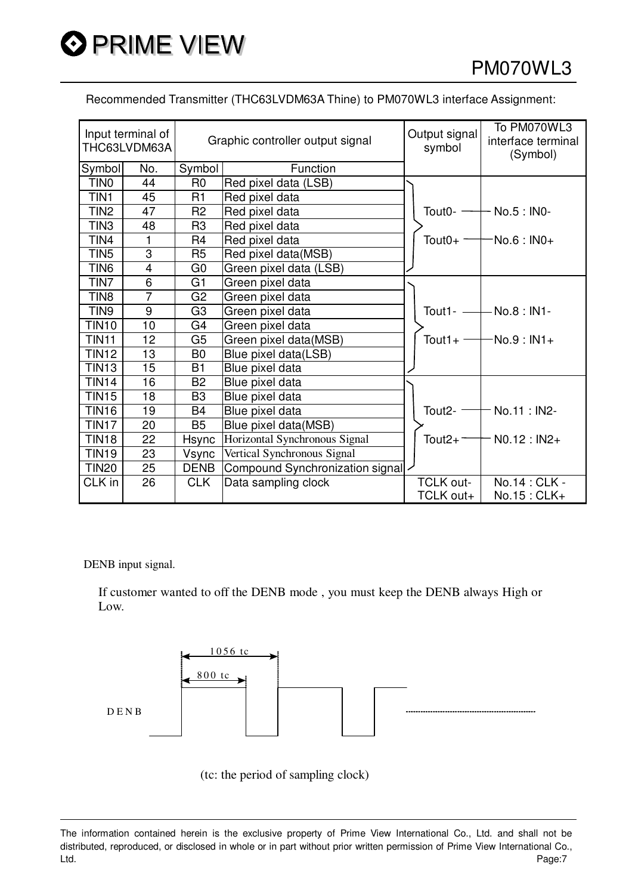Recommended Transmitter (THC63LVDM63A Thine) to PM070WL3 interface Assignment:

| Input terminal of THC63LVDM63A | | Graphic controller output signal | | Output signal symbol | To PM070WL3 interface terminal (Symbol) |
|---|---|---|---|---|---|
| Symbol | No. | Symbol | Function | | |
| TIN0 | 44 | R0 | Red pixel data (LSB) | Tout0- / Tout0+ | No.5 : IN0- / No.6 : IN0+ |
| TIN1 | 45 | R1 | Red pixel data | | |
| TIN2 | 47 | R2 | Red pixel data | | |
| TIN3 | 48 | R3 | Red pixel data | | |
| TIN4 | 1 | R4 | Red pixel data | | |
| TIN5 | 3 | R5 | Red pixel data(MSB) | | |
| TIN6 | 4 | G0 | Green pixel data (LSB) | | |
| TIN7 | 6 | G1 | Green pixel data | Tout1- / Tout1+ | No.8 : IN1- / No.9 : IN1+ |
| TIN8 | 7 | G2 | Green pixel data | | |
| TIN9 | 9 | G3 | Green pixel data | | |
| TIN10 | 10 | G4 | Green pixel data | | |
| TIN11 | 12 | G5 | Green pixel data(MSB) | | |
| TIN12 | 13 | B0 | Blue pixel data(LSB) | | |
| TIN13 | 15 | B1 | Blue pixel data | | |
| TIN14 | 16 | B2 | Blue pixel data | Tout2- / Tout2+ | No.11 : IN2- / N0.12 : IN2+ |
| TIN15 | 18 | B3 | Blue pixel data | | |
| TIN16 | 19 | B4 | Blue pixel data | | |
| TIN17 | 20 | B5 | Blue pixel data(MSB) | | |
| TIN18 | 22 | Hsync | Horizontal Synchronous Signal | | |
| TIN19 | 23 | Vsync | Vertical Synchronous Signal | | |
| TIN20 | 25 | DENB | Compound Synchronization signal | | |
| CLK in | 26 | CLK | Data sampling clock | TCLK out- / TCLK out+ | No.14 : CLK - / No.15 : CLK+ |

DENB input signal.

If customer wanted to off the DENB mode , you must keep the DENB always High or Low.

DENB

1056 tc

800 tc

(tc: the period of sampling clock)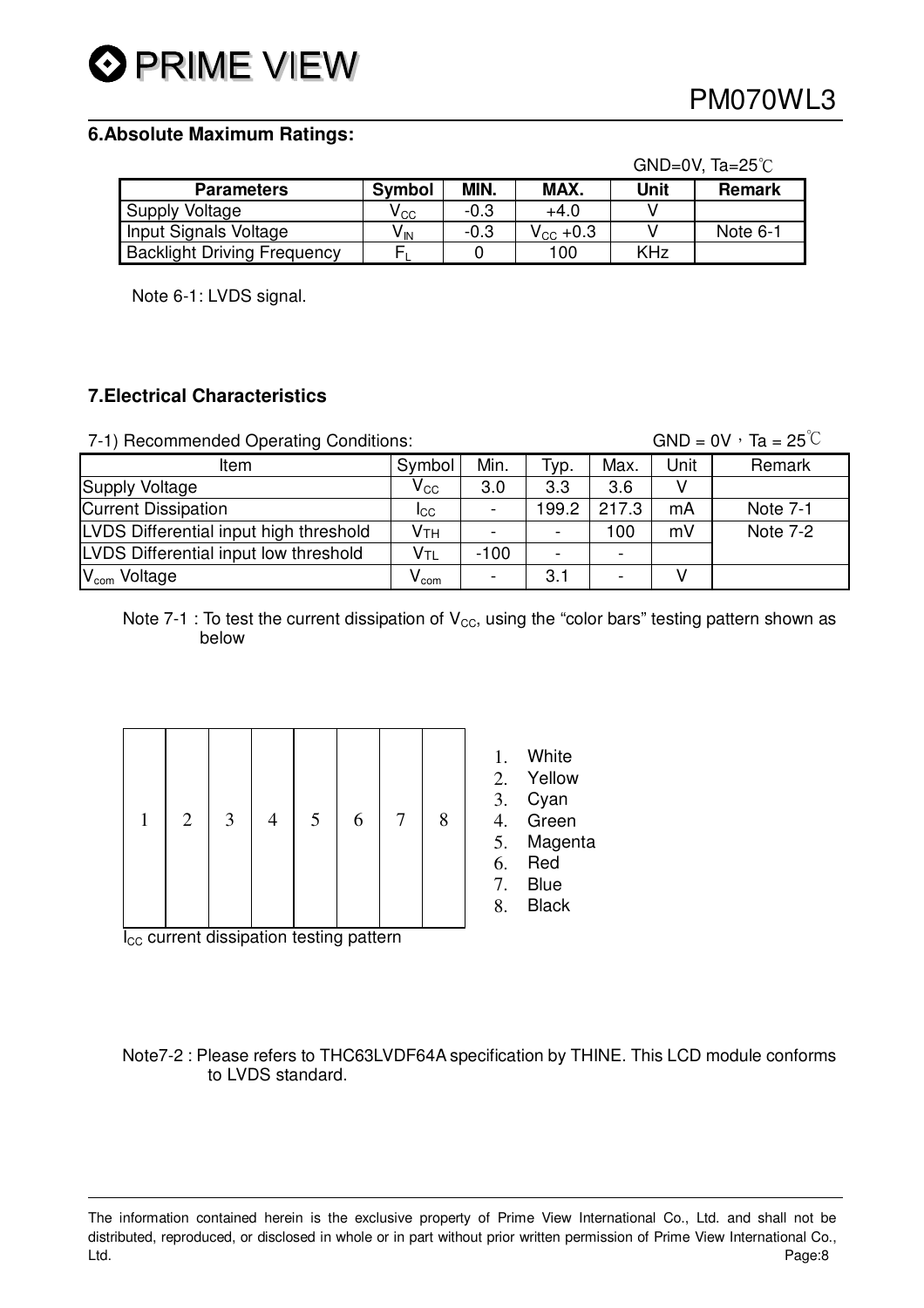## 6.Absolute Maximum Ratings:

GND=0V, Ta=25℃

| Parameters | Symbol | MIN. | MAX. | Unit | Remark |
|---|---|---|---|---|---|
| Supply Voltage | $V_{CC}$ | -0.3 | +4.0 | V | |
| Input Signals Voltage | $V_{IN}$ | -0.3 | $V_{CC}$ +0.3 | V | Note 6-1 |
| Backlight Driving Frequency | $F_L$ | 0 | 100 | KHz | |

Note 6-1: LVDS signal.

## 7.Electrical Characteristics

7-1) Recommended Operating Conditions: GND = 0V，Ta = 25℃

| Item | Symbol | Min. | Typ. | Max. | Unit | Remark |
|---|---|---|---|---|---|---|
| Supply Voltage | $V_{CC}$ | 3.0 | 3.3 | 3.6 | V | |
| Current Dissipation | $I_{CC}$ | - | 199.2 | 217.3 | mA | Note 7-1 |
| LVDS Differential input high threshold | $V_{TH}$ | - | - | 100 | mV | Note 7-2 |
| LVDS Differential input low threshold | $V_{TL}$ | -100 | - | - | | |
| $V_{com}$ Voltage | $V_{com}$ | - | 3.1 | - | V | |

Note 7-1 : To test the current dissipation of $V_{CC}$, using the "color bars" testing pattern shown as below

| 1 | 2 | 3 | 4 | 5 | 6 | 7 | 8 |
|---|---|---|---|---|---|---|---|

$I_{CC}$ current dissipation testing pattern

1. White
2. Yellow
3. Cyan
4. Green
5. Magenta
6. Red
7. Blue
8. Black

Note7-2 : Please refers to THC63LVDF64A specification by THINE. This LCD module conforms to LVDS standard.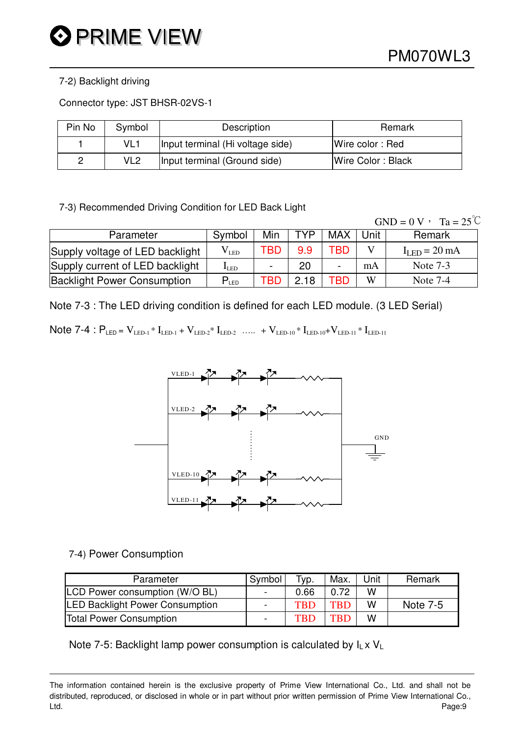### 7-2) Backlight driving

Connector type: JST BHSR-02VS-1

| Pin No | Symbol | Description | Remark |
|---|---|---|---|
| 1 | VL1 | Input terminal (Hi voltage side) | Wire color : Red |
| 2 | VL2 | Input terminal (Ground side) | Wire Color : Black |

### 7-3) Recommended Driving Condition for LED Back Light

GND = 0 V， Ta = 25℃

| Parameter | Symbol | Min | TYP | MAX | Unit | Remark |
|---|---|---|---|---|---|---|
| Supply voltage of LED backlight | $V_{LED}$ | TBD | 9.9 | TBD | V | $I_{LED}$ = 20 mA |
| Supply current of LED backlight | $I_{LED}$ | - | 20 | - | mA | Note 7-3 |
| Backlight Power Consumption | $P_{LED}$ | TBD | 2.18 | TBD | W | Note 7-4 |

Note 7-3 : The LED driving condition is defined for each LED module. (3 LED Serial)

Note 7-4 : $P_{LED} = V_{LED-1} * I_{LED-1} + V_{LED-2} * I_{LED-2}$ ….. $+ V_{LED-10} * I_{LED-10} + V_{LED-11} * I_{LED-11}$

VLED-1, VLED-2, VLED-10, VLED-11, GND

### 7-4) Power Consumption

| Parameter | Symbol | Typ. | Max. | Unit | Remark |
|---|---|---|---|---|---|
| LCD Power consumption (W/O BL) | - | 0.66 | 0.72 | W | |
| LED Backlight Power Consumption | - | TBD | TBD | W | Note 7-5 |
| Total Power Consumption | - | TBD | TBD | W | |

Note 7-5: Backlight lamp power consumption is calculated by $I_L$ x $V_L$

The information contained herein is the exclusive property of Prime View International Co., Ltd. and shall not be distributed, reproduced, or disclosed in whole or in part without prior written permission of Prime View International Co., Ltd.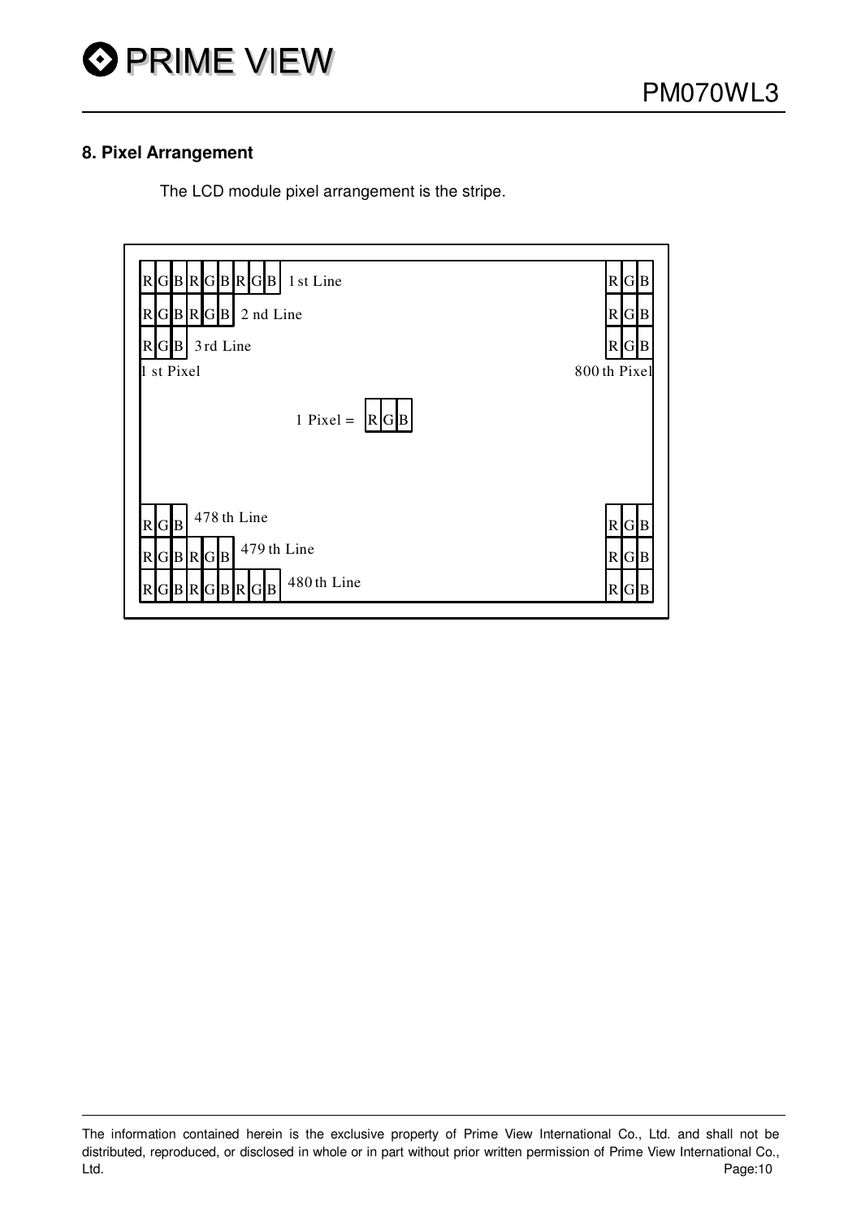## 8. Pixel Arrangement

The LCD module pixel arrangement is the stripe.

| R G B R G B R G B 1st Line | R G B |
|---|---|
| R G B R G B 2nd Line | R G B |
| R G B 3rd Line | R G B |
| 1st Pixel | 800th Pixel |
| 1 Pixel = R G B | |
| R G B 478th Line | R G B |
| R G B R G B 479th Line | R G B |
| R G B R G B R G B 480th Line | R G B |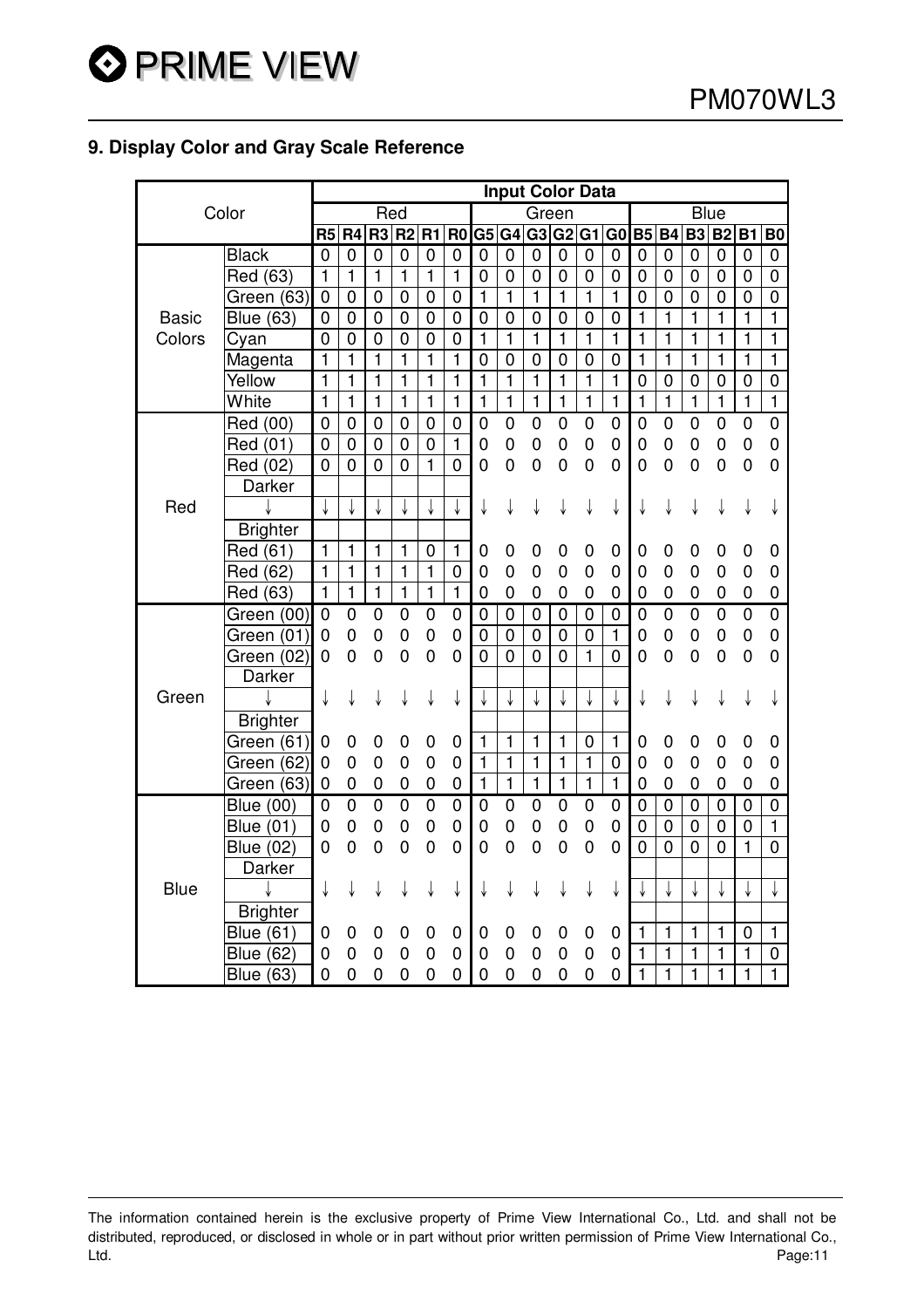## 9. Display Color and Gray Scale Reference

| Color | | Input Color Data | | | | | | | | | | | | | | | | | |
|---|---|---|---|---|---|---|---|---|---|---|---|---|---|---|---|---|---|---|---|
| | | Red | | | | | | Green | | | | | | Blue | | | | | |
| | | R5 | R4 | R3 | R2 | R1 | R0 | G5 | G4 | G3 | G2 | G1 | G0 | B5 | B4 | B3 | B2 | B1 | B0 |
| Basic Colors | Black | 0 | 0 | 0 | 0 | 0 | 0 | 0 | 0 | 0 | 0 | 0 | 0 | 0 | 0 | 0 | 0 | 0 | 0 |
| | Red (63) | 1 | 1 | 1 | 1 | 1 | 1 | 0 | 0 | 0 | 0 | 0 | 0 | 0 | 0 | 0 | 0 | 0 | 0 |
| | Green (63) | 0 | 0 | 0 | 0 | 0 | 0 | 1 | 1 | 1 | 1 | 1 | 1 | 0 | 0 | 0 | 0 | 0 | 0 |
| | Blue (63) | 0 | 0 | 0 | 0 | 0 | 0 | 0 | 0 | 0 | 0 | 0 | 0 | 1 | 1 | 1 | 1 | 1 | 1 |
| | Cyan | 0 | 0 | 0 | 0 | 0 | 0 | 1 | 1 | 1 | 1 | 1 | 1 | 1 | 1 | 1 | 1 | 1 | 1 |
| | Magenta | 1 | 1 | 1 | 1 | 1 | 1 | 0 | 0 | 0 | 0 | 0 | 0 | 1 | 1 | 1 | 1 | 1 | 1 |
| | Yellow | 1 | 1 | 1 | 1 | 1 | 1 | 1 | 1 | 1 | 1 | 1 | 1 | 0 | 0 | 0 | 0 | 0 | 0 |
| | White | 1 | 1 | 1 | 1 | 1 | 1 | 1 | 1 | 1 | 1 | 1 | 1 | 1 | 1 | 1 | 1 | 1 | 1 |
| Red | Red (00) | 0 | 0 | 0 | 0 | 0 | 0 | 0 | 0 | 0 | 0 | 0 | 0 | 0 | 0 | 0 | 0 | 0 | 0 |
| | Red (01) | 0 | 0 | 0 | 0 | 0 | 1 | 0 | 0 | 0 | 0 | 0 | 0 | 0 | 0 | 0 | 0 | 0 | 0 |
| | Red (02) | 0 | 0 | 0 | 0 | 1 | 0 | 0 | 0 | 0 | 0 | 0 | 0 | 0 | 0 | 0 | 0 | 0 | 0 |
| | Darker ↓ Brighter | ↓ | ↓ | ↓ | ↓ | ↓ | ↓ | ↓ | ↓ | ↓ | ↓ | ↓ | ↓ | ↓ | ↓ | ↓ | ↓ | ↓ | ↓ |
| | Red (61) | 1 | 1 | 1 | 1 | 0 | 1 | 0 | 0 | 0 | 0 | 0 | 0 | 0 | 0 | 0 | 0 | 0 | 0 |
| | Red (62) | 1 | 1 | 1 | 1 | 1 | 0 | 0 | 0 | 0 | 0 | 0 | 0 | 0 | 0 | 0 | 0 | 0 | 0 |
| | Red (63) | 1 | 1 | 1 | 1 | 1 | 1 | 0 | 0 | 0 | 0 | 0 | 0 | 0 | 0 | 0 | 0 | 0 | 0 |
| Green | Green (00) | 0 | 0 | 0 | 0 | 0 | 0 | 0 | 0 | 0 | 0 | 0 | 0 | 0 | 0 | 0 | 0 | 0 | 0 |
| | Green (01) | 0 | 0 | 0 | 0 | 0 | 0 | 0 | 0 | 0 | 0 | 0 | 1 | 0 | 0 | 0 | 0 | 0 | 0 |
| | Green (02) | 0 | 0 | 0 | 0 | 0 | 0 | 0 | 0 | 0 | 0 | 1 | 0 | 0 | 0 | 0 | 0 | 0 | 0 |
| | Darker ↓ Brighter | ↓ | ↓ | ↓ | ↓ | ↓ | ↓ | ↓ | ↓ | ↓ | ↓ | ↓ | ↓ | ↓ | ↓ | ↓ | ↓ | ↓ | ↓ |
| | Green (61) | 0 | 0 | 0 | 0 | 0 | 0 | 1 | 1 | 1 | 1 | 0 | 1 | 0 | 0 | 0 | 0 | 0 | 0 |
| | Green (62) | 0 | 0 | 0 | 0 | 0 | 0 | 1 | 1 | 1 | 1 | 1 | 0 | 0 | 0 | 0 | 0 | 0 | 0 |
| | Green (63) | 0 | 0 | 0 | 0 | 0 | 0 | 1 | 1 | 1 | 1 | 1 | 1 | 0 | 0 | 0 | 0 | 0 | 0 |
| Blue | Blue (00) | 0 | 0 | 0 | 0 | 0 | 0 | 0 | 0 | 0 | 0 | 0 | 0 | 0 | 0 | 0 | 0 | 0 | 0 |
| | Blue (01) | 0 | 0 | 0 | 0 | 0 | 0 | 0 | 0 | 0 | 0 | 0 | 0 | 0 | 0 | 0 | 0 | 0 | 1 |
| | Blue (02) | 0 | 0 | 0 | 0 | 0 | 0 | 0 | 0 | 0 | 0 | 0 | 0 | 0 | 0 | 0 | 0 | 1 | 0 |
| | Darker ↓ Brighter | ↓ | ↓ | ↓ | ↓ | ↓ | ↓ | ↓ | ↓ | ↓ | ↓ | ↓ | ↓ | ↓ | ↓ | ↓ | ↓ | ↓ | ↓ |
| | Blue (61) | 0 | 0 | 0 | 0 | 0 | 0 | 0 | 0 | 0 | 0 | 0 | 0 | 1 | 1 | 1 | 1 | 0 | 1 |
| | Blue (62) | 0 | 0 | 0 | 0 | 0 | 0 | 0 | 0 | 0 | 0 | 0 | 0 | 1 | 1 | 1 | 1 | 1 | 0 |
| | Blue (63) | 0 | 0 | 0 | 0 | 0 | 0 | 0 | 0 | 0 | 0 | 0 | 0 | 1 | 1 | 1 | 1 | 1 | 1 |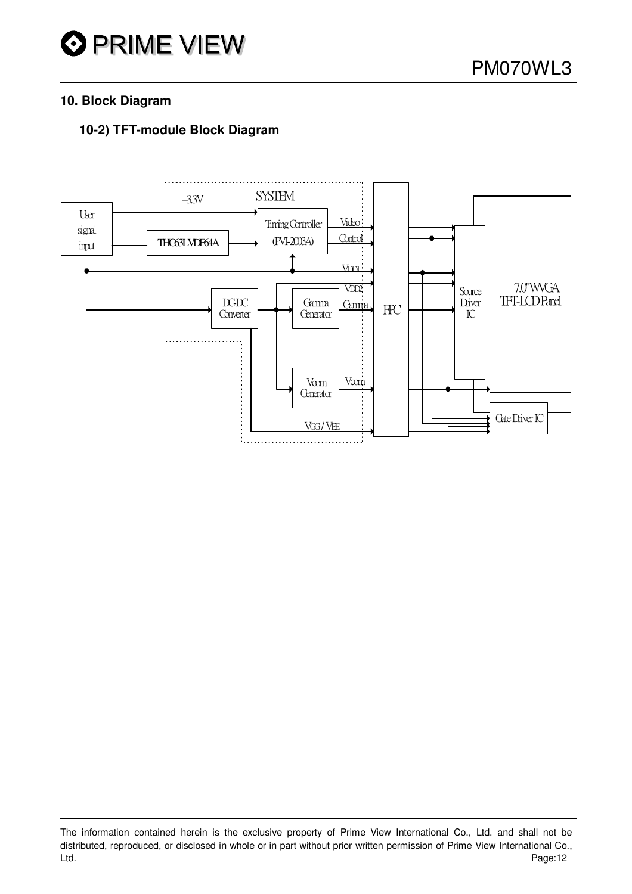## 10. Block Diagram

### 10-2) TFT-module Block Diagram

User signal input

SYSTEM

+3.3V

THC63LVDF64A

Timing Controller (PVI-2003A)

Video

Control

VDD1

VDD2

DC-DC Converter

Gamma Generator

Gamma

Vcom Generator

Vcom

VGG / VEE

FPC

Source Driver IC

7.0"WVGA TFT-LCD Panel

Gate Driver IC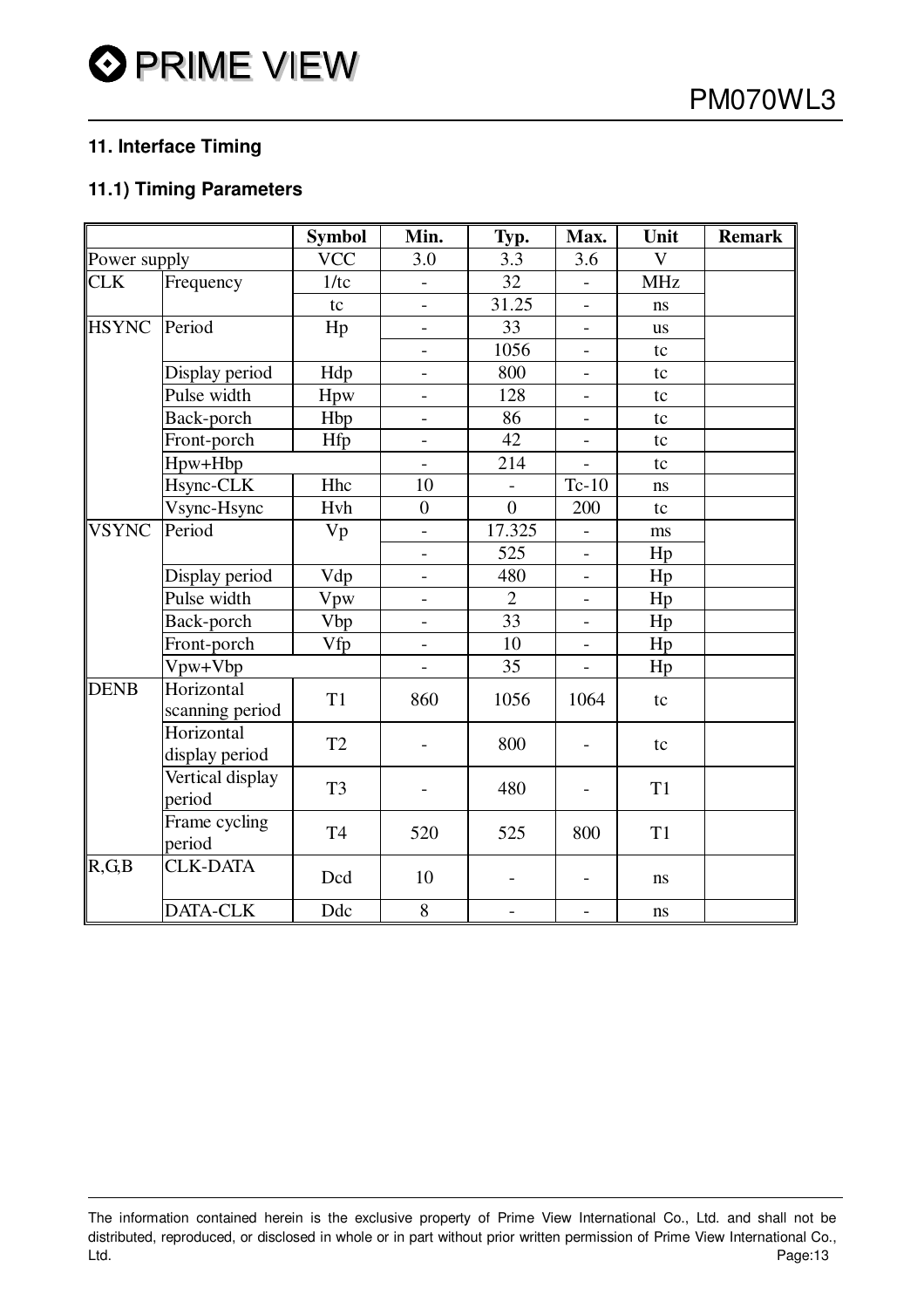## 11. Interface Timing

### 11.1) Timing Parameters

| | | Symbol | Min. | Typ. | Max. | Unit | Remark |
|---|---|---|---|---|---|---|---|
| Power supply | | VCC | 3.0 | 3.3 | 3.6 | V | |
| CLK | Frequency | 1/tc | - | 32 | - | MHz | |
| | | tc | - | 31.25 | - | ns | |
| HSYNC | Period | Hp | - | 33 | - | us | |
| | | | - | 1056 | - | tc | |
| | Display period | Hdp | - | 800 | - | tc | |
| | Pulse width | Hpw | - | 128 | - | tc | |
| | Back-porch | Hbp | - | 86 | - | tc | |
| | Front-porch | Hfp | - | 42 | - | tc | |
| | Hpw+Hbp | | - | 214 | - | tc | |
| | Hsync-CLK | Hhc | 10 | - | Tc-10 | ns | |
| | Vsync-Hsync | Hvh | 0 | 0 | 200 | tc | |
| VSYNC | Period | Vp | - | 17.325 | - | ms | |
| | | | - | 525 | - | Hp | |
| | Display period | Vdp | - | 480 | - | Hp | |
| | Pulse width | Vpw | - | 2 | - | Hp | |
| | Back-porch | Vbp | - | 33 | - | Hp | |
| | Front-porch | Vfp | - | 10 | - | Hp | |
| | Vpw+Vbp | | - | 35 | - | Hp | |
| DENB | Horizontal scanning period | T1 | 860 | 1056 | 1064 | tc | |
| | Horizontal display period | T2 | - | 800 | - | tc | |
| | Vertical display period | T3 | - | 480 | - | T1 | |
| | Frame cycling period | T4 | 520 | 525 | 800 | T1 | |
| R,G,B | CLK-DATA | Dcd | 10 | - | - | ns | |
| | DATA-CLK | Ddc | 8 | - | - | ns | |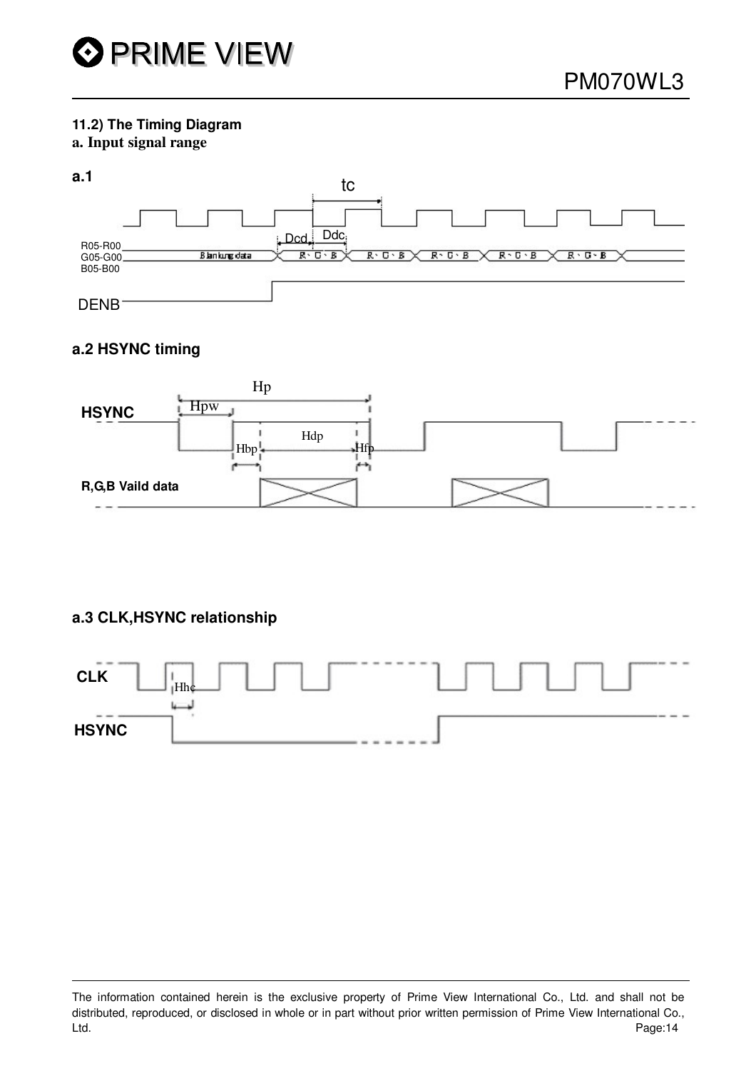### 11.2) The Timing Diagram

**a. Input signal range**

**a.1**

tc

Dcd Ddc

R05-R00
G05-G00
B05-B00

Blanking data

R、G、B R、G、B R、G、B R、G、B R、G、B

DENB

### a.2 HSYNC timing

Hp

Hpw

HSYNC

Hdp

Hbp

Hfp

R,G,B Vaild data

### a.3 CLK,HSYNC relationship

CLK

Hhc

HSYNC

The information contained herein is the exclusive property of Prime View International Co., Ltd. and shall not be distributed, reproduced, or disclosed in whole or in part without prior written permission of Prime View International Co., Ltd.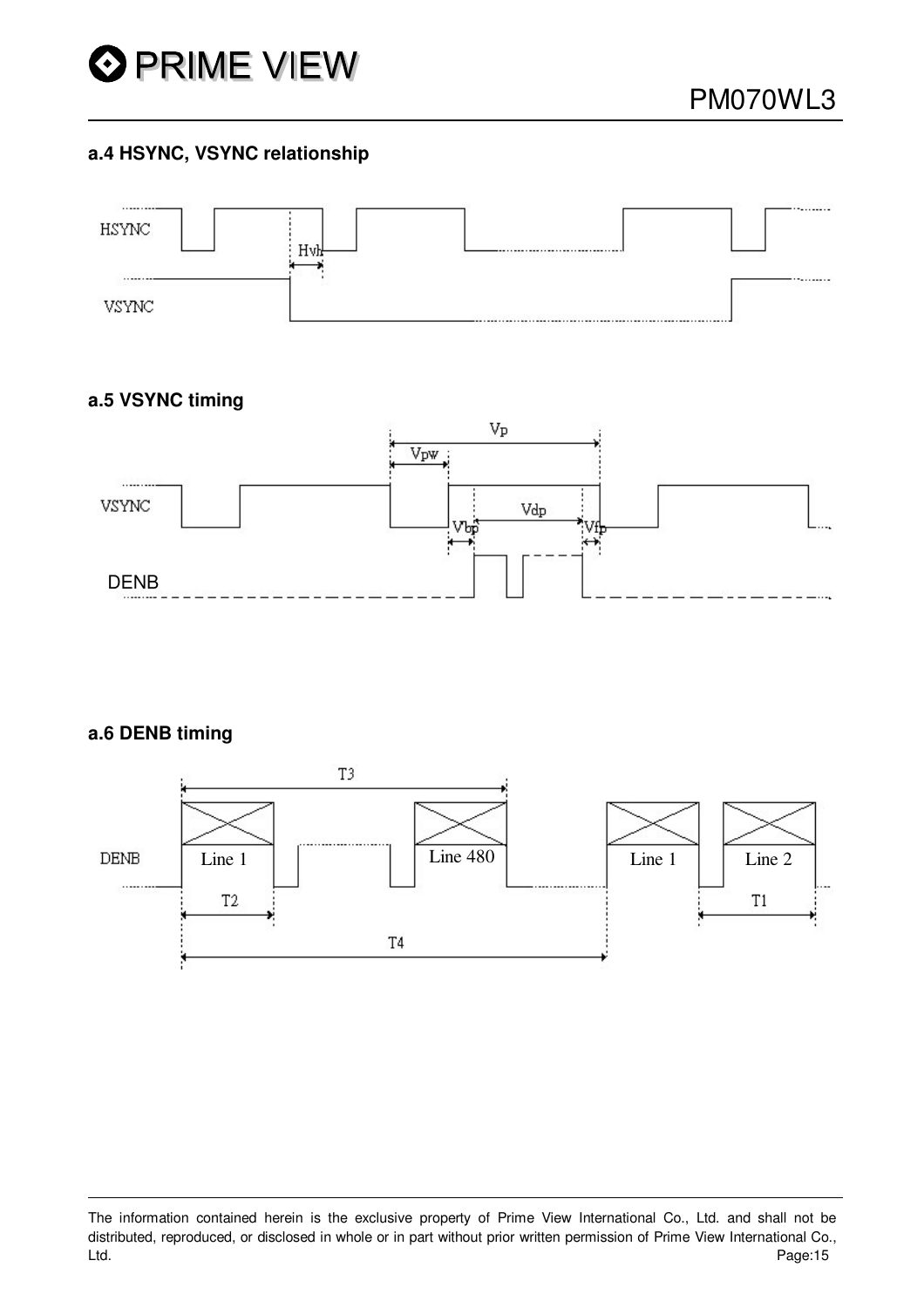### a.4 HSYNC, VSYNC relationship

HSYNC

Hvh

VSYNC

### a.5 VSYNC timing

Vp

Vpw

VSYNC

Vdp

Vbp

Vfp

DENB

### a.6 DENB timing

T3

DENB

Line 1

Line 480

Line 1

Line 2

T2

T1

T4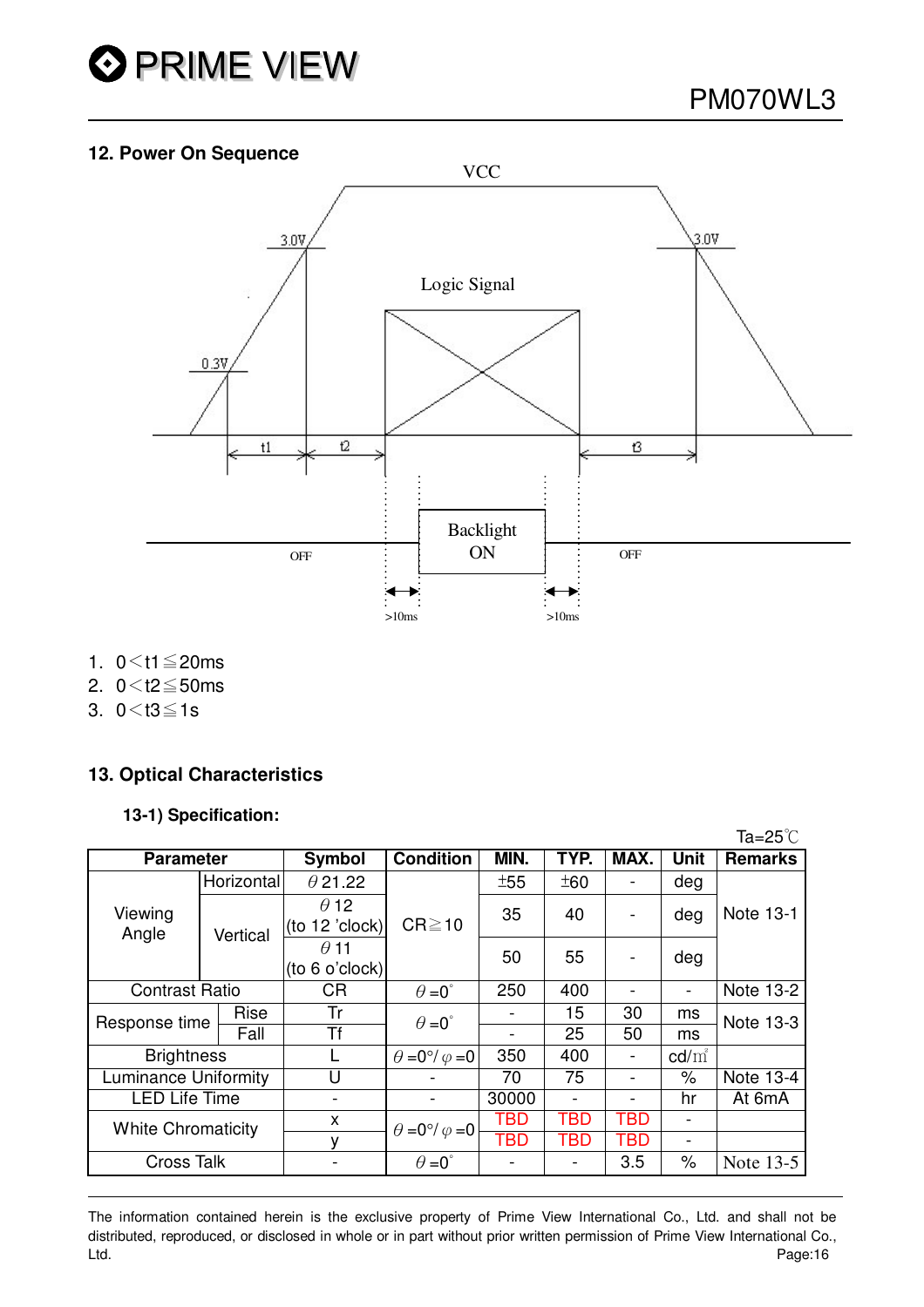## 12. Power On Sequence

1. $0 < t1 \leqq 20ms$
2. $0 < t2 \leqq 50ms$
3. $0 < t3 \leqq 1s$

## 13. Optical Characteristics

### 13-1) Specification:

Ta=25℃

| Parameter | | Symbol | Condition | MIN. | TYP. | MAX. | Unit | Remarks |
|---|---|---|---|---|---|---|---|---|
| Viewing Angle | Horizontal | θ21.22 | CR≧10 | ±55 | ±60 | - | deg | Note 13-1 |
| | Vertical | θ12 (to 12 'clock) | | 35 | 40 | - | deg | |
| | | θ11 (to 6 o'clock) | | 50 | 55 | - | deg | |
| Contrast Ratio | | CR | θ=0° | 250 | 400 | - | - | Note 13-2 |
| Response time | Rise | Tr | θ=0° | - | 15 | 30 | ms | Note 13-3 |
| | Fall | Tf | | - | 25 | 50 | ms | |
| Brightness | | L | θ=0°/ φ=0 | 350 | 400 | - | cd/㎡ | |
| Luminance Uniformity | | U | - | 70 | 75 | - | % | Note 13-4 |
| LED Life Time | | - | - | 30000 | - | - | hr | At 6mA |
| White Chromaticity | | x | θ=0°/ φ=0 | TBD | TBD | TBD | - | |
| | | y | | TBD | TBD | TBD | - | |
| Cross Talk | | - | θ=0° | - | - | 3.5 | % | Note 13-5 |

The information contained herein is the exclusive property of Prime View International Co., Ltd. and shall not be distributed, reproduced, or disclosed in whole or in part without prior written permission of Prime View International Co., Ltd.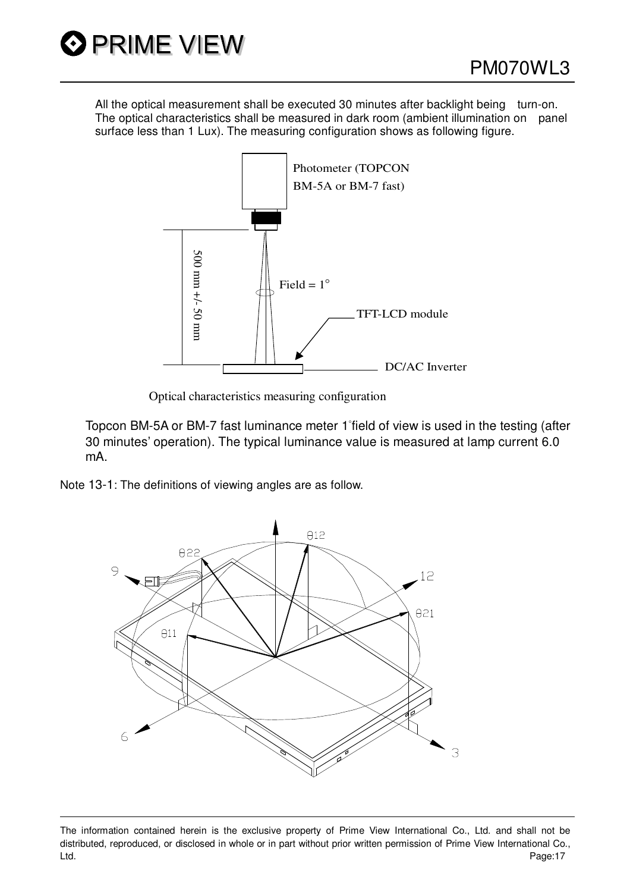All the optical measurement shall be executed 30 minutes after backlight being turn-on. The optical characteristics shall be measured in dark room (ambient illumination on panel surface less than 1 Lux). The measuring configuration shows as following figure.

Photometer (TOPCON BM-5A or BM-7 fast)

500 mm +/- 50 mm

Field = 1°

TFT-LCD module

DC/AC Inverter

Optical characteristics measuring configuration

Topcon BM-5A or BM-7 fast luminance meter 1°field of view is used in the testing (after 30 minutes' operation). The typical luminance value is measured at lamp current 6.0 mA.

Note 13-1: The definitions of viewing angles are as follow.

θ22 θ12 9 12 θ21 θ11 6 3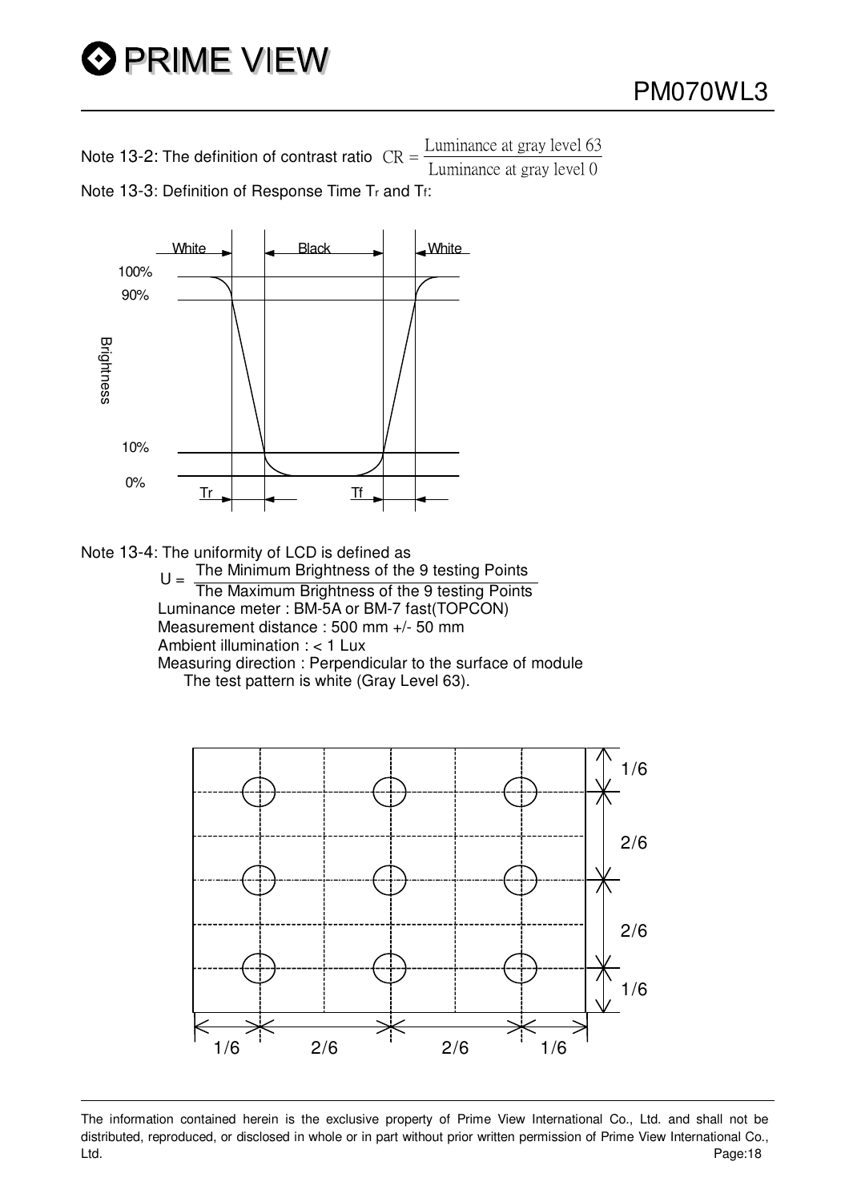Note 13-2: The definition of contrast ratio $CR = \frac{\text{Luminance at gray level 63}}{\text{Luminance at gray level 0}}$

Note 13-3: Definition of Response Time $T_r$ and $T_f$:

White | Black | White

100%

90%

Brightness

10%

0%

Tr | Tf

Note 13-4: The uniformity of LCD is defined as

$$U = \frac{\text{The Minimum Brightness of the 9 testing Points}}{\text{The Maximum Brightness of the 9 testing Points}}$$

Luminance meter : BM-5A or BM-7 fast(TOPCON)
Measurement distance : 500 mm +/- 50 mm
Ambient illumination : < 1 Lux
Measuring direction : Perpendicular to the surface of module
The test pattern is white (Gray Level 63).

1/6 2/6 2/6 1/6

1/6 2/6 2/6 1/6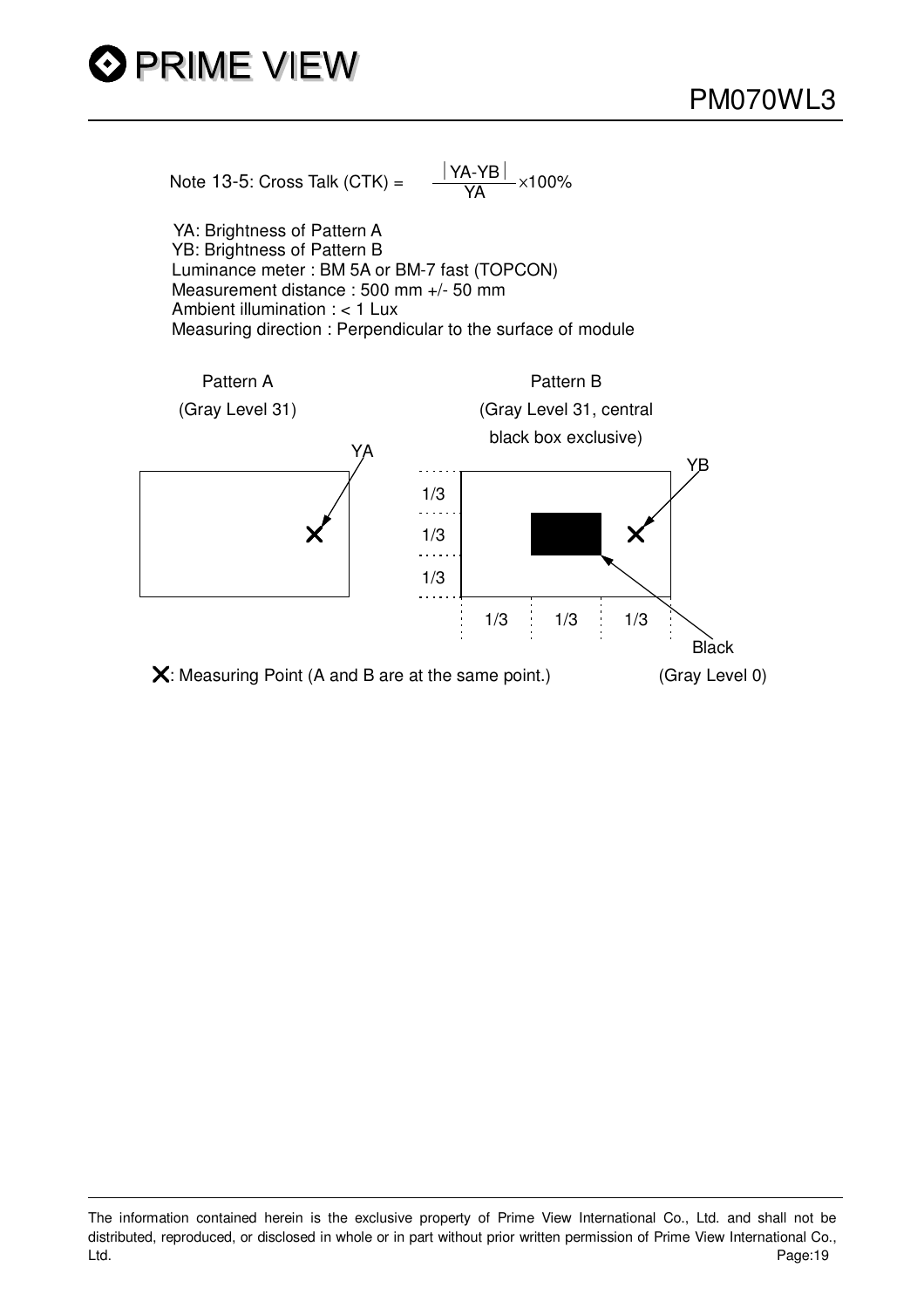Note 13-5: Cross Talk (CTK) = $\frac{|YA-YB|}{YA} \times 100\%$

YA: Brightness of Pattern A
YB: Brightness of Pattern B
Luminance meter : BM 5A or BM-7 fast (TOPCON)
Measurement distance : 500 mm +/- 50 mm
Ambient illumination : < 1 Lux
Measuring direction : Perpendicular to the surface of module

Pattern A (Gray Level 31)

Pattern B (Gray Level 31, central black box exclusive)

YA

YB

1/3

1/3

1/3

1/3 1/3 1/3

Black (Gray Level 0)

✕: Measuring Point (A and B are at the same point.)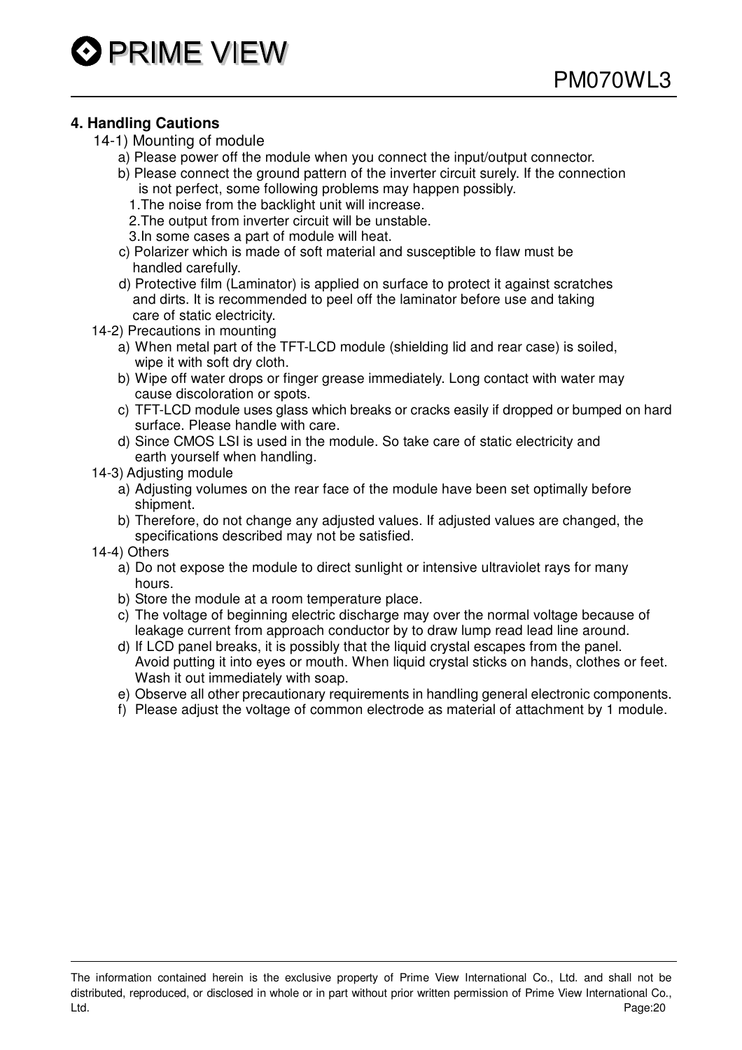## 4. Handling Cautions

14-1) Mounting of module

a) Please power off the module when you connect the input/output connector.

b) Please connect the ground pattern of the inverter circuit surely. If the connection is not perfect, some following problems may happen possibly.

1.The noise from the backlight unit will increase.

2.The output from inverter circuit will be unstable.

3.In some cases a part of module will heat.

c) Polarizer which is made of soft material and susceptible to flaw must be handled carefully.

d) Protective film (Laminator) is applied on surface to protect it against scratches and dirts. It is recommended to peel off the laminator before use and taking care of static electricity.

14-2) Precautions in mounting

a) When metal part of the TFT-LCD module (shielding lid and rear case) is soiled, wipe it with soft dry cloth.

b) Wipe off water drops or finger grease immediately. Long contact with water may cause discoloration or spots.

c) TFT-LCD module uses glass which breaks or cracks easily if dropped or bumped on hard surface. Please handle with care.

d) Since CMOS LSI is used in the module. So take care of static electricity and earth yourself when handling.

14-3) Adjusting module

a) Adjusting volumes on the rear face of the module have been set optimally before shipment.

b) Therefore, do not change any adjusted values. If adjusted values are changed, the specifications described may not be satisfied.

14-4) Others

a) Do not expose the module to direct sunlight or intensive ultraviolet rays for many hours.

b) Store the module at a room temperature place.

c) The voltage of beginning electric discharge may over the normal voltage because of leakage current from approach conductor by to draw lump read lead line around.

d) If LCD panel breaks, it is possibly that the liquid crystal escapes from the panel. Avoid putting it into eyes or mouth. When liquid crystal sticks on hands, clothes or feet. Wash it out immediately with soap.

e) Observe all other precautionary requirements in handling general electronic components.

f) Please adjust the voltage of common electrode as material of attachment by 1 module.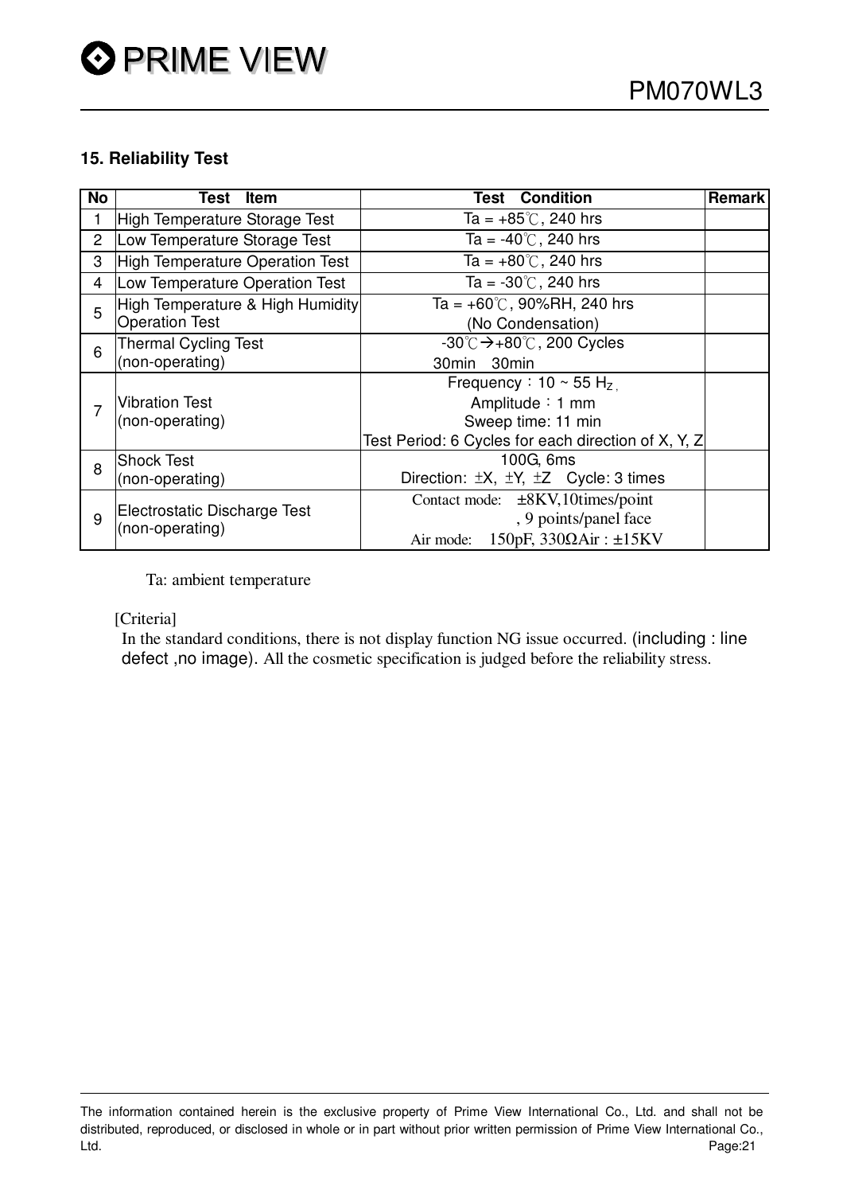### 15. Reliability Test

| No | Test Item | Test Condition | Remark |
|---|---|---|---|
| 1 | High Temperature Storage Test | Ta = +85℃, 240 hrs | |
| 2 | Low Temperature Storage Test | Ta = -40℃, 240 hrs | |
| 3 | High Temperature Operation Test | Ta = +80℃, 240 hrs | |
| 4 | Low Temperature Operation Test | Ta = -30℃, 240 hrs | |
| 5 | High Temperature & High Humidity Operation Test | Ta = +60℃, 90%RH, 240 hrs (No Condensation) | |
| 6 | Thermal Cycling Test (non-operating) | -30℃→+80℃, 200 Cycles 30min 30min | |
| 7 | Vibration Test (non-operating) | Frequency：10 ~ 55 Hz， Amplitude：1 mm Sweep time: 11 min Test Period: 6 Cycles for each direction of X, Y, Z | |
| 8 | Shock Test (non-operating) | 100G, 6ms Direction: ±X, ±Y, ±Z Cycle: 3 times | |
| 9 | Electrostatic Discharge Test (non-operating) | Contact mode: ±8KV,10times/point , 9 points/panel face Air mode: 150pF, 330ΩAir : ±15KV | |

Ta: ambient temperature

[Criteria]

In the standard conditions, there is not display function NG issue occurred. (including : line defect ,no image). All the cosmetic specification is judged before the reliability stress.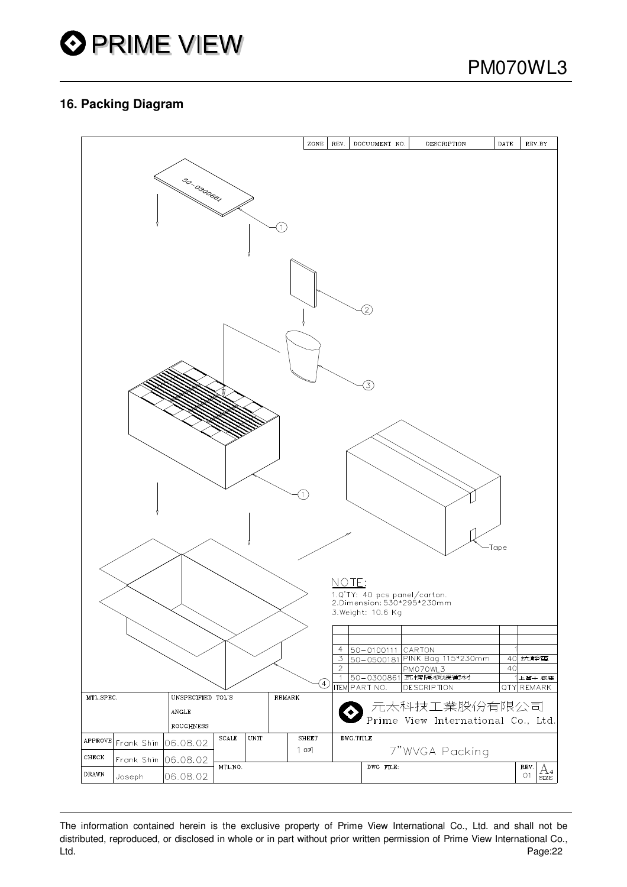## 16. Packing Diagram

| ZONE | REV. | DOCUUMENT NO. | DESCRIPTION | DATE | REV.BY |
|---|---|---|---|---|---|

50-0300861

①

②

③

①

Tape

④

NOTE:
1.Q'TY: 40 pcs panel/carton.
2.Dimension: 530*295*230mm
3.Weight: 10.6 Kg

| ITEM | PART NO. | DESCRIPTION | QTY | REMARK |
|---|---|---|---|---|
| 4 | 50-0100111 | CARTON | 1 | |
| 3 | 50-0500181 | PINK Bag 115*230mm | 40 | 抗靜電 |
| 2 | | PM070WL3 | 40 | |
| 1 | 50-0300861 | 瓦楞隔板緩衝材 | 1 | 上蓋+ 底座 |

| MTL.SPEC. | UNSPECIFIED TOL'S / ANGLE / ROUGHNESS | | REMARK | 元太科技工業股份有限公司 Prime View International Co., Ltd. |
|---|---|---|---|---|
| APPROVE | Frank Shin | 06.08.02 | SCALE / UNIT / SHEET 1 OF 1 | DWG.TITLE: 7"WVGA Packing |
| CHECK | Frank Shin | 06.08.02 | MTL.NO. | DWG. FILE: |
| DRAWN | Joseph | 06.08.02 | | REV. 01 / A4 SIZE |

The information contained herein is the exclusive property of Prime View International Co., Ltd. and shall not be distributed, reproduced, or disclosed in whole or in part without prior written permission of Prime View International Co., Ltd.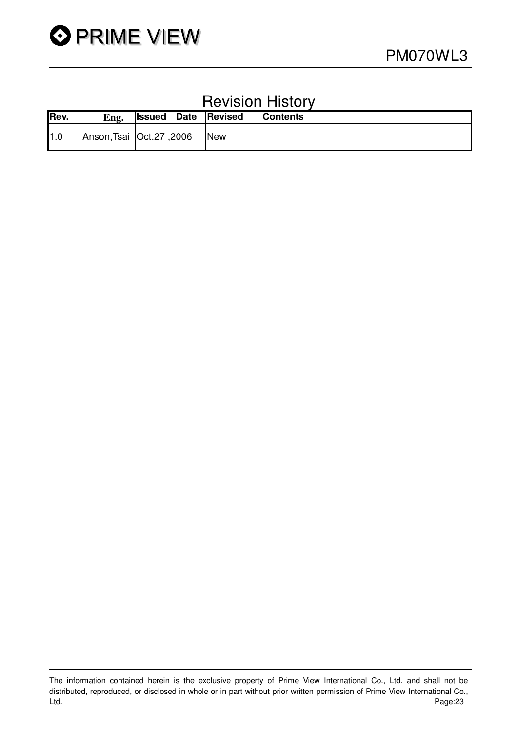# Revision History

| Rev. | Eng. | Issued Date | Revised Contents |
|---|---|---|---|
| 1.0 | Anson,Tsai | Oct.27 ,2006 | New |

The information contained herein is the exclusive property of Prime View International Co., Ltd. and shall not be distributed, reproduced, or disclosed in whole or in part without prior written permission of Prime View International Co., Ltd.